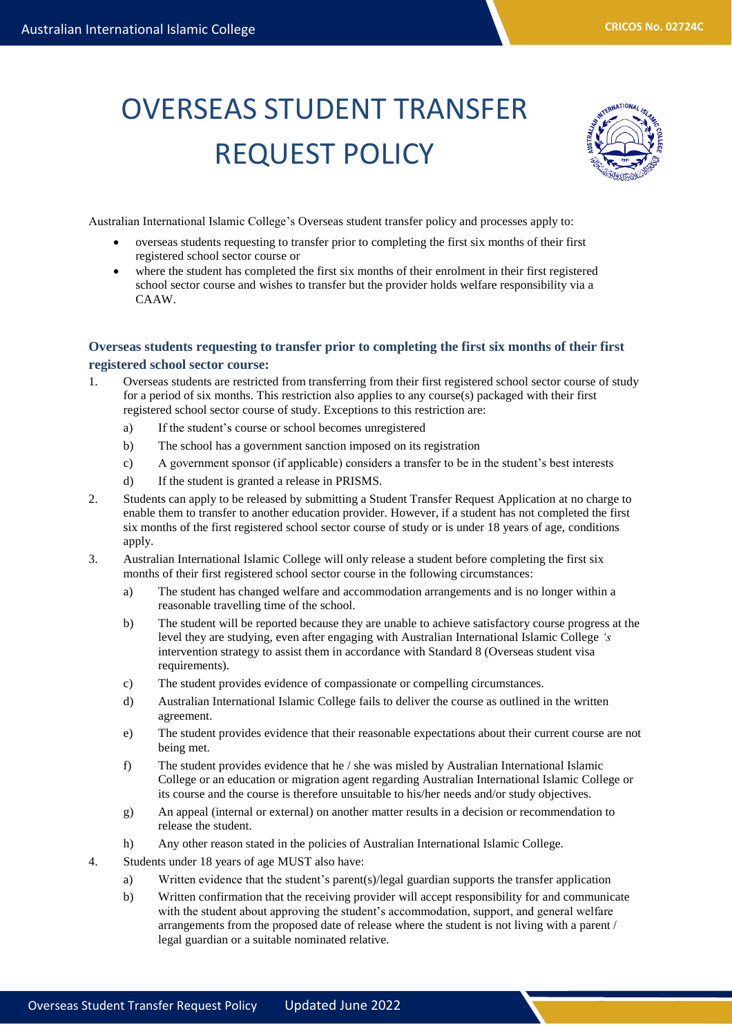# OVERSEAS STUDENT TRANSFER REQUEST POLICY

Australian International Islamic College's Overseas student transfer policy and processes apply to:

- overseas students requesting to transfer prior to completing the first six months of their first registered school sector course or
- where the student has completed the first six months of their enrolment in their first registered school sector course and wishes to transfer but the provider holds welfare responsibility via a CAAW.

### Overseas students requesting to transfer prior to completing the first six months of their first registered school sector course:

1. Overseas students are restricted from transferring from their first registered school sector course of study for a period of six months. This restriction also applies to any course(s) packaged with their first registered school sector course of study. Exceptions to this restriction are:
   a) If the student's course or school becomes unregistered
   b) The school has a government sanction imposed on its registration
   c) A government sponsor (if applicable) considers a transfer to be in the student's best interests
   d) If the student is granted a release in PRISMS.
2. Students can apply to be released by submitting a Student Transfer Request Application at no charge to enable them to transfer to another education provider. However, if a student has not completed the first six months of the first registered school sector course of study or is under 18 years of age, conditions apply.
3. Australian International Islamic College will only release a student before completing the first six months of their first registered school sector course in the following circumstances:
   a) The student has changed welfare and accommodation arrangements and is no longer within a reasonable travelling time of the school.
   b) The student will be reported because they are unable to achieve satisfactory course progress at the level they are studying, even after engaging with Australian International Islamic College *'s* intervention strategy to assist them in accordance with Standard 8 (Overseas student visa requirements).
   c) The student provides evidence of compassionate or compelling circumstances.
   d) Australian International Islamic College fails to deliver the course as outlined in the written agreement.
   e) The student provides evidence that their reasonable expectations about their current course are not being met.
   f) The student provides evidence that he / she was misled by Australian International Islamic College or an education or migration agent regarding Australian International Islamic College or its course and the course is therefore unsuitable to his/her needs and/or study objectives.
   g) An appeal (internal or external) on another matter results in a decision or recommendation to release the student.
   h) Any other reason stated in the policies of Australian International Islamic College.
4. Students under 18 years of age MUST also have:
   a) Written evidence that the student's parent(s)/legal guardian supports the transfer application
   b) Written confirmation that the receiving provider will accept responsibility for and communicate with the student about approving the student's accommodation, support, and general welfare arrangements from the proposed date of release where the student is not living with a parent / legal guardian or a suitable nominated relative.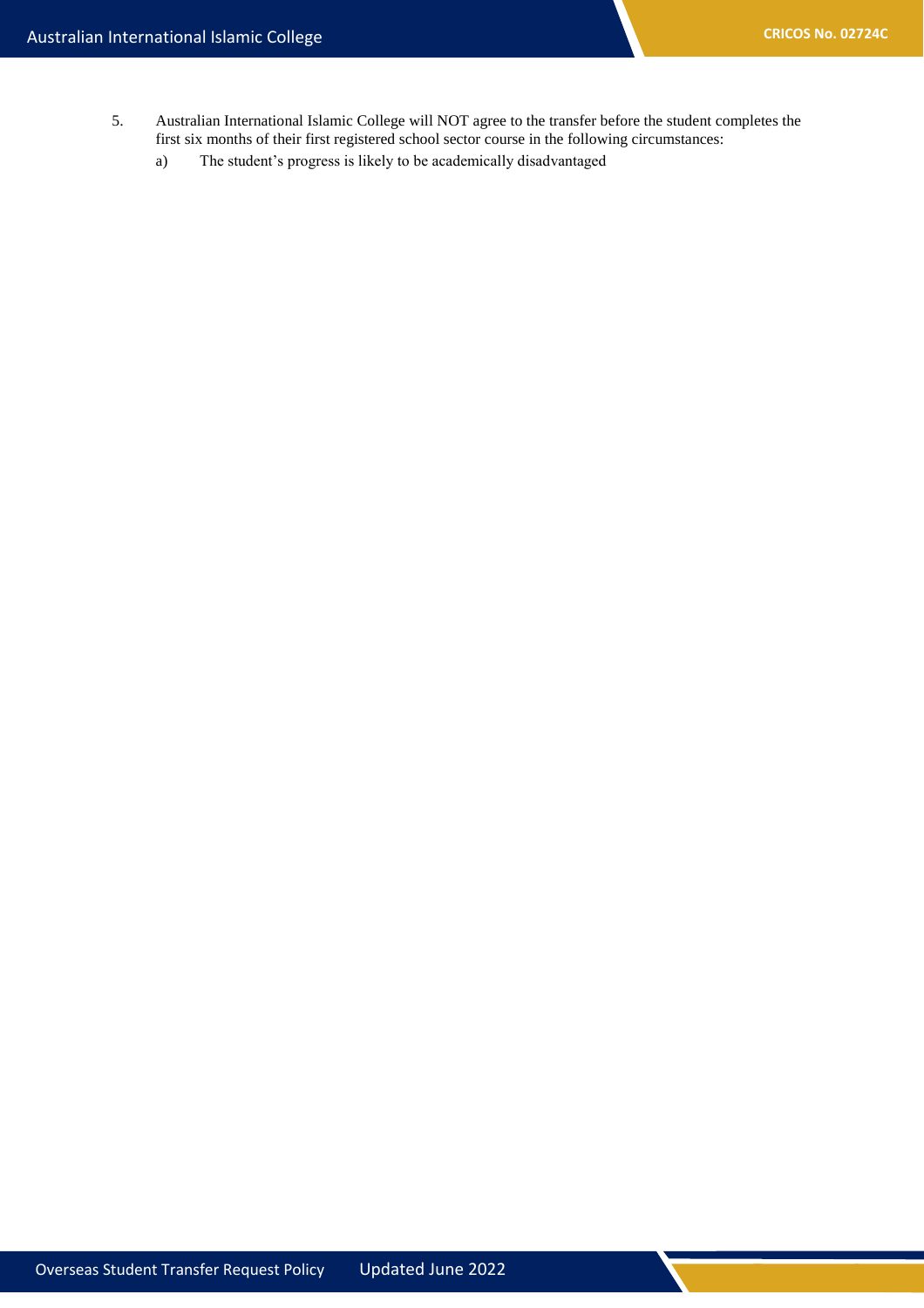5. Australian International Islamic College will NOT agree to the transfer before the student completes the first six months of their first registered school sector course in the following circumstances:

   a) The student's progress is likely to be academically disadvantaged